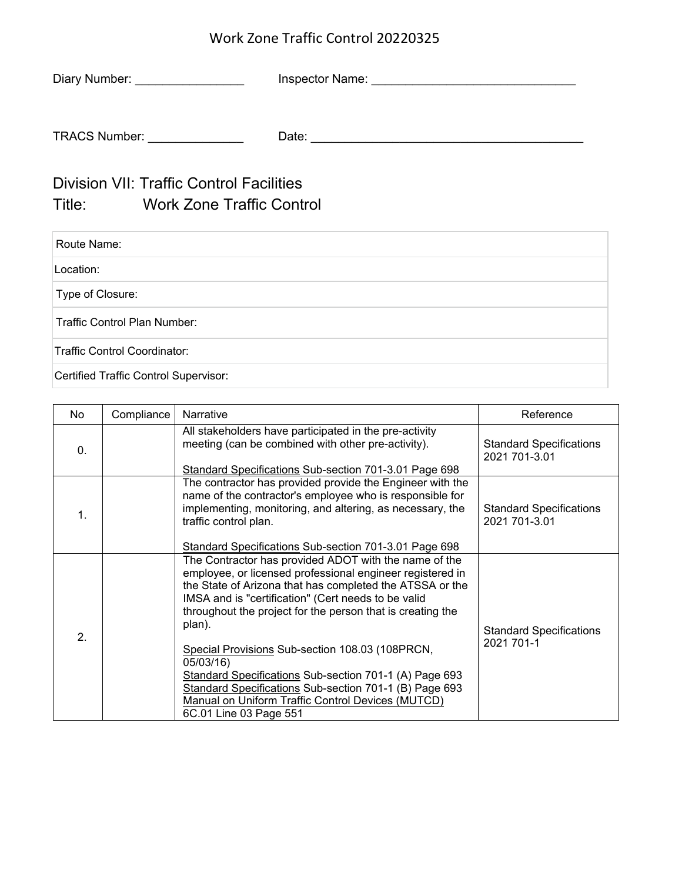# Work Zone Traffic Control 20220325

Diary Number: ________________ Inspector Name: ______________________________

TRACS Number: ______________ Date: ________________________________________

## Division VII: Traffic Control Facilities

## Title: Work Zone Traffic Control

| |
|---|
| Route Name: |
| Location: |
| Type of Closure: |
| Traffic Control Plan Number: |
| Traffic Control Coordinator: |
| Certified Traffic Control Supervisor: |

| No | Compliance | Narrative | Reference |
|---|---|---|---|
| 0. | | All stakeholders have participated in the pre-activity meeting (can be combined with other pre-activity).<br><br><u>Standard Specifications</u> Sub-section 701-3.01 Page 698 | Standard Specifications 2021 701-3.01 |
| 1. | | The contractor has provided provide the Engineer with the name of the contractor's employee who is responsible for implementing, monitoring, and altering, as necessary, the traffic control plan.<br><br><u>Standard Specifications</u> Sub-section 701-3.01 Page 698 | Standard Specifications 2021 701-3.01 |
| 2. | | The Contractor has provided ADOT with the name of the employee, or licensed professional engineer registered in the State of Arizona that has completed the ATSSA or the IMSA and is "certification" (Cert needs to be valid throughout the project for the person that is creating the plan).<br><br><u>Special Provisions</u> Sub-section 108.03 (108PRCN, 05/03/16)<br><u>Standard Specifications</u> Sub-section 701-1 (A) Page 693<br><u>Standard Specifications</u> Sub-section 701-1 (B) Page 693<br><u>Manual on Uniform Traffic Control Devices (MUTCD)</u> 6C.01 Line 03 Page 551 | Standard Specifications 2021 701-1 |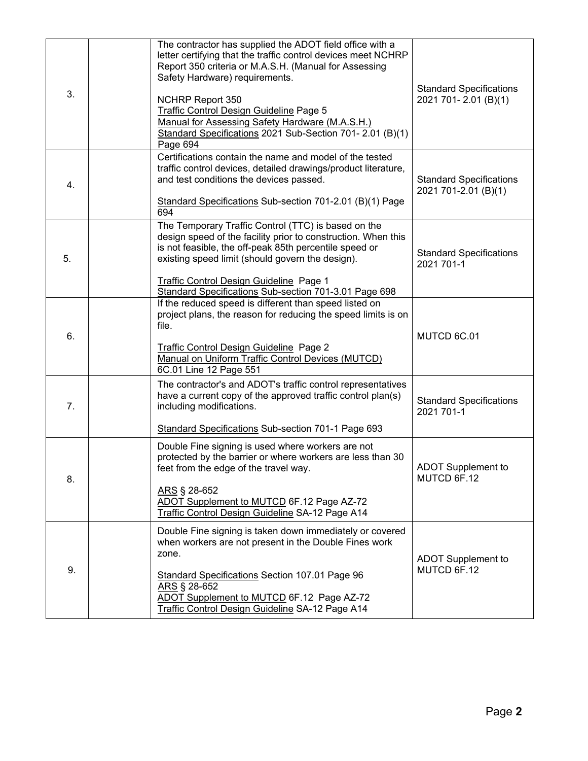| | | | |
|---|---|---|---|
| 3. | | The contractor has supplied the ADOT field office with a letter certifying that the traffic control devices meet NCHRP Report 350 criteria or M.A.S.H. (Manual for Assessing Safety Hardware) requirements.<br><br>NCHRP Report 350<br>Traffic Control Design Guideline Page 5<br>Manual for Assessing Safety Hardware (M.A.S.H.)<br>Standard Specifications 2021 Sub-Section 701- 2.01 (B)(1) Page 694 | Standard Specifications 2021 701- 2.01 (B)(1) |
| 4. | | Certifications contain the name and model of the tested traffic control devices, detailed drawings/product literature, and test conditions the devices passed.<br><br>Standard Specifications Sub-section 701-2.01 (B)(1) Page 694 | Standard Specifications 2021 701-2.01 (B)(1) |
| 5. | | The Temporary Traffic Control (TTC) is based on the design speed of the facility prior to construction. When this is not feasible, the off-peak 85th percentile speed or existing speed limit (should govern the design).<br><br>Traffic Control Design Guideline Page 1<br>Standard Specifications Sub-section 701-3.01 Page 698 | Standard Specifications 2021 701-1 |
| 6. | | If the reduced speed is different than speed listed on project plans, the reason for reducing the speed limits is on file.<br><br>Traffic Control Design Guideline Page 2<br>Manual on Uniform Traffic Control Devices (MUTCD) 6C.01 Line 12 Page 551 | MUTCD 6C.01 |
| 7. | | The contractor's and ADOT's traffic control representatives have a current copy of the approved traffic control plan(s) including modifications.<br><br>Standard Specifications Sub-section 701-1 Page 693 | Standard Specifications 2021 701-1 |
| 8. | | Double Fine signing is used where workers are not protected by the barrier or where workers are less than 30 feet from the edge of the travel way.<br><br>ARS § 28-652<br>ADOT Supplement to MUTCD 6F.12 Page AZ-72<br>Traffic Control Design Guideline SA-12 Page A14 | ADOT Supplement to MUTCD 6F.12 |
| 9. | | Double Fine signing is taken down immediately or covered when workers are not present in the Double Fines work zone.<br><br>Standard Specifications Section 107.01 Page 96<br>ARS § 28-652<br>ADOT Supplement to MUTCD 6F.12 Page AZ-72<br>Traffic Control Design Guideline SA-12 Page A14 | ADOT Supplement to MUTCD 6F.12 |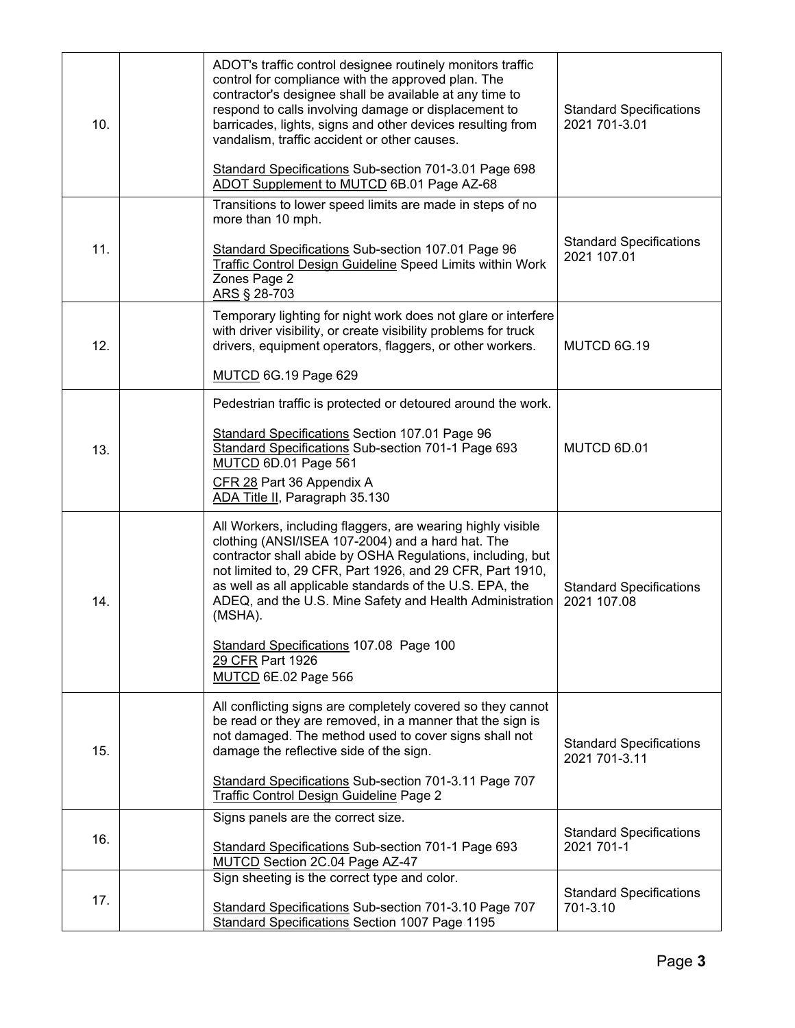| | | | |
|---|---|---|---|
| 10. | | ADOT's traffic control designee routinely monitors traffic control for compliance with the approved plan. The contractor's designee shall be available at any time to respond to calls involving damage or displacement to barricades, lights, signs and other devices resulting from vandalism, traffic accident or other causes.<br><br>Standard Specifications Sub-section 701-3.01 Page 698<br>ADOT Supplement to MUTCD 6B.01 Page AZ-68 | Standard Specifications 2021 701-3.01 |
| 11. | | Transitions to lower speed limits are made in steps of no more than 10 mph.<br><br>Standard Specifications Sub-section 107.01 Page 96<br>Traffic Control Design Guideline Speed Limits within Work Zones Page 2<br>ARS § 28-703 | Standard Specifications 2021 107.01 |
| 12. | | Temporary lighting for night work does not glare or interfere with driver visibility, or create visibility problems for truck drivers, equipment operators, flaggers, or other workers.<br><br>MUTCD 6G.19 Page 629 | MUTCD 6G.19 |
| 13. | | Pedestrian traffic is protected or detoured around the work.<br><br>Standard Specifications Section 107.01 Page 96<br>Standard Specifications Sub-section 701-1 Page 693<br>MUTCD 6D.01 Page 561<br>CFR 28 Part 36 Appendix A<br>ADA Title II, Paragraph 35.130 | MUTCD 6D.01 |
| 14. | | All Workers, including flaggers, are wearing highly visible clothing (ANSI/ISEA 107-2004) and a hard hat. The contractor shall abide by OSHA Regulations, including, but not limited to, 29 CFR, Part 1926, and 29 CFR, Part 1910, as well as all applicable standards of the U.S. EPA, the ADEQ, and the U.S. Mine Safety and Health Administration (MSHA).<br><br>Standard Specifications 107.08 Page 100<br>29 CFR Part 1926<br>MUTCD 6E.02 Page 566 | Standard Specifications 2021 107.08 |
| 15. | | All conflicting signs are completely covered so they cannot be read or they are removed, in a manner that the sign is not damaged. The method used to cover signs shall not damage the reflective side of the sign.<br><br>Standard Specifications Sub-section 701-3.11 Page 707<br>Traffic Control Design Guideline Page 2 | Standard Specifications 2021 701-3.11 |
| 16. | | Signs panels are the correct size.<br><br>Standard Specifications Sub-section 701-1 Page 693<br>MUTCD Section 2C.04 Page AZ-47 | Standard Specifications 2021 701-1 |
| 17. | | Sign sheeting is the correct type and color.<br><br>Standard Specifications Sub-section 701-3.10 Page 707<br>Standard Specifications Section 1007 Page 1195 | Standard Specifications 701-3.10 |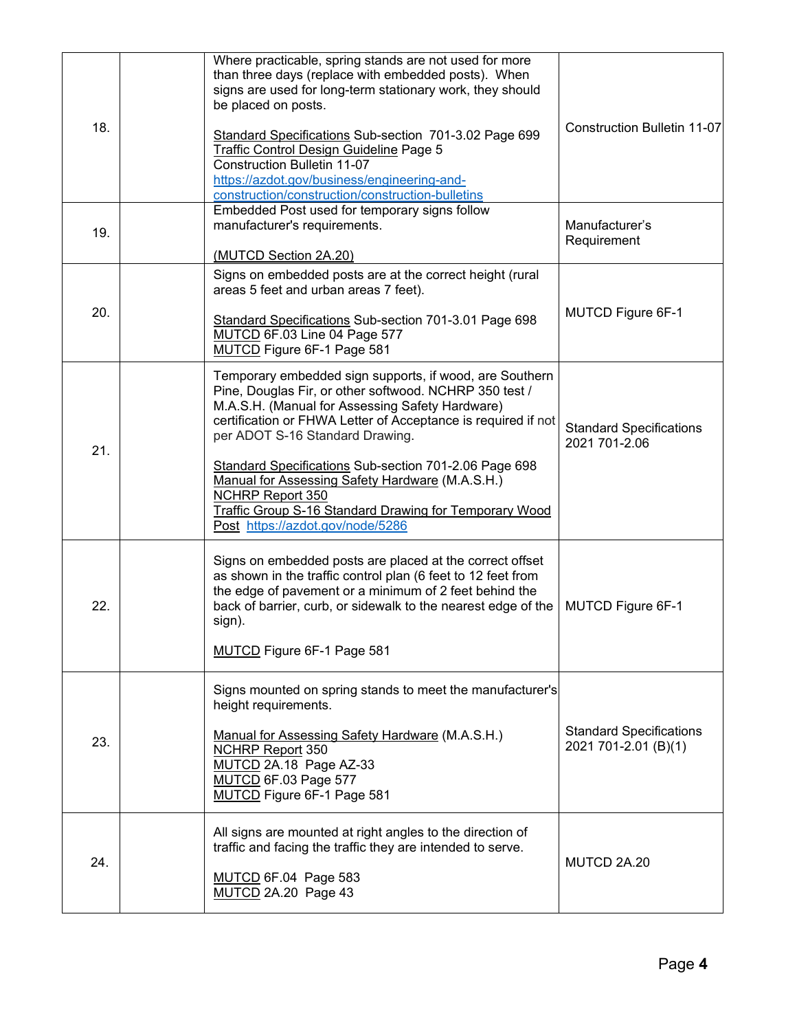| | | | |
|---|---|---|---|
| 18. | | Where practicable, spring stands are not used for more than three days (replace with embedded posts). When signs are used for long-term stationary work, they should be placed on posts.<br><br>Standard Specifications Sub-section 701-3.02 Page 699<br>Traffic Control Design Guideline Page 5<br>Construction Bulletin 11-07<br>https://azdot.gov/business/engineering-and-construction/construction/construction-bulletins | Construction Bulletin 11-07 |
| 19. | | Embedded Post used for temporary signs follow manufacturer's requirements.<br><br>(MUTCD Section 2A.20) | Manufacturer's Requirement |
| 20. | | Signs on embedded posts are at the correct height (rural areas 5 feet and urban areas 7 feet).<br><br>Standard Specifications Sub-section 701-3.01 Page 698<br>MUTCD 6F.03 Line 04 Page 577<br>MUTCD Figure 6F-1 Page 581 | MUTCD Figure 6F-1 |
| 21. | | Temporary embedded sign supports, if wood, are Southern Pine, Douglas Fir, or other softwood. NCHRP 350 test / M.A.S.H. (Manual for Assessing Safety Hardware) certification or FHWA Letter of Acceptance is required if not per ADOT S-16 Standard Drawing.<br><br>Standard Specifications Sub-section 701-2.06 Page 698<br>Manual for Assessing Safety Hardware (M.A.S.H.)<br>NCHRP Report 350<br>Traffic Group S-16 Standard Drawing for Temporary Wood Post https://azdot.gov/node/5286 | Standard Specifications 2021 701-2.06 |
| 22. | | Signs on embedded posts are placed at the correct offset as shown in the traffic control plan (6 feet to 12 feet from the edge of pavement or a minimum of 2 feet behind the back of barrier, curb, or sidewalk to the nearest edge of the sign).<br><br>MUTCD Figure 6F-1 Page 581 | MUTCD Figure 6F-1 |
| 23. | | Signs mounted on spring stands to meet the manufacturer's height requirements.<br><br>Manual for Assessing Safety Hardware (M.A.S.H.)<br>NCHRP Report 350<br>MUTCD 2A.18 Page AZ-33<br>MUTCD 6F.03 Page 577<br>MUTCD Figure 6F-1 Page 581 | Standard Specifications 2021 701-2.01 (B)(1) |
| 24. | | All signs are mounted at right angles to the direction of traffic and facing the traffic they are intended to serve.<br><br>MUTCD 6F.04 Page 583<br>MUTCD 2A.20 Page 43 | MUTCD 2A.20 |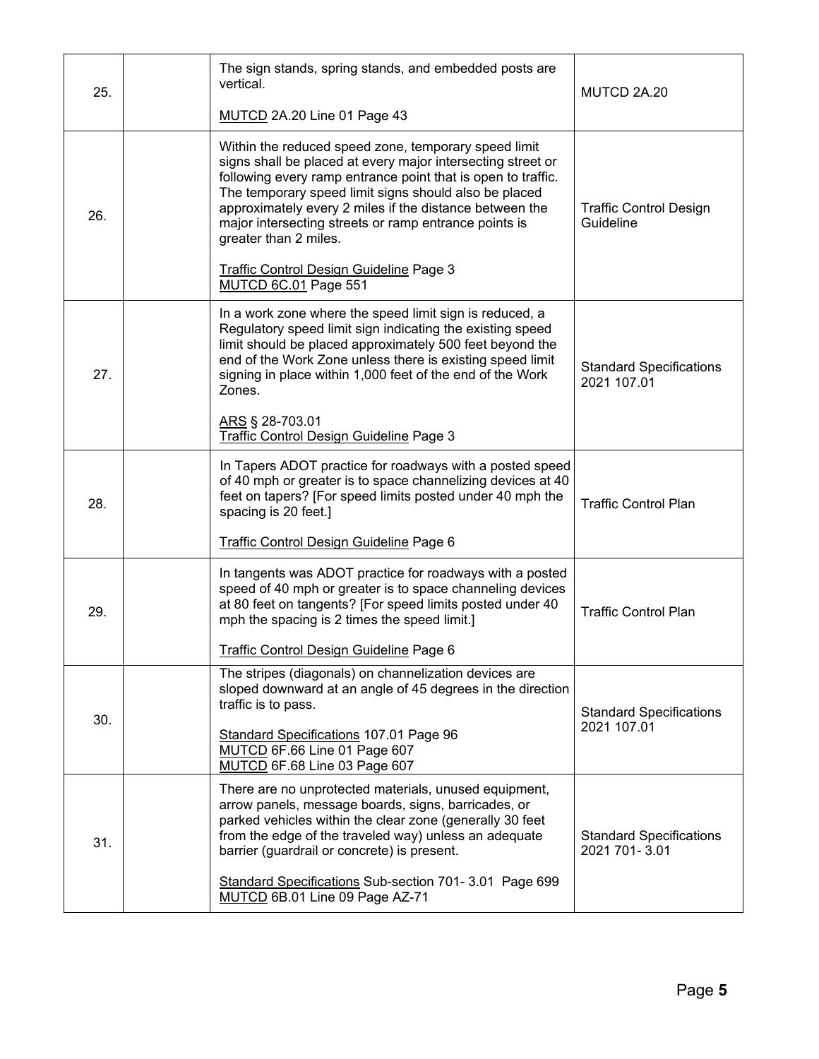| | | | |
|---|---|---|---|
| 25. | | The sign stands, spring stands, and embedded posts are vertical.<br><br>MUTCD 2A.20 Line 01 Page 43 | MUTCD 2A.20 |
| 26. | | Within the reduced speed zone, temporary speed limit signs shall be placed at every major intersecting street or following every ramp entrance point that is open to traffic. The temporary speed limit signs should also be placed approximately every 2 miles if the distance between the major intersecting streets or ramp entrance points is greater than 2 miles.<br><br>Traffic Control Design Guideline Page 3<br>MUTCD 6C.01 Page 551 | Traffic Control Design Guideline |
| 27. | | In a work zone where the speed limit sign is reduced, a Regulatory speed limit sign indicating the existing speed limit should be placed approximately 500 feet beyond the end of the Work Zone unless there is existing speed limit signing in place within 1,000 feet of the end of the Work Zones.<br><br>ARS § 28-703.01<br>Traffic Control Design Guideline Page 3 | Standard Specifications 2021 107.01 |
| 28. | | In Tapers ADOT practice for roadways with a posted speed of 40 mph or greater is to space channelizing devices at 40 feet on tapers? [For speed limits posted under 40 mph the spacing is 20 feet.]<br><br>Traffic Control Design Guideline Page 6 | Traffic Control Plan |
| 29. | | In tangents was ADOT practice for roadways with a posted speed of 40 mph or greater is to space channeling devices at 80 feet on tangents? [For speed limits posted under 40 mph the spacing is 2 times the speed limit.]<br><br>Traffic Control Design Guideline Page 6 | Traffic Control Plan |
| 30. | | The stripes (diagonals) on channelization devices are sloped downward at an angle of 45 degrees in the direction traffic is to pass.<br><br>Standard Specifications 107.01 Page 96<br>MUTCD 6F.66 Line 01 Page 607<br>MUTCD 6F.68 Line 03 Page 607 | Standard Specifications 2021 107.01 |
| 31. | | There are no unprotected materials, unused equipment, arrow panels, message boards, signs, barricades, or parked vehicles within the clear zone (generally 30 feet from the edge of the traveled way) unless an adequate barrier (guardrail or concrete) is present.<br><br>Standard Specifications Sub-section 701- 3.01 Page 699<br>MUTCD 6B.01 Line 09 Page AZ-71 | Standard Specifications 2021 701- 3.01 |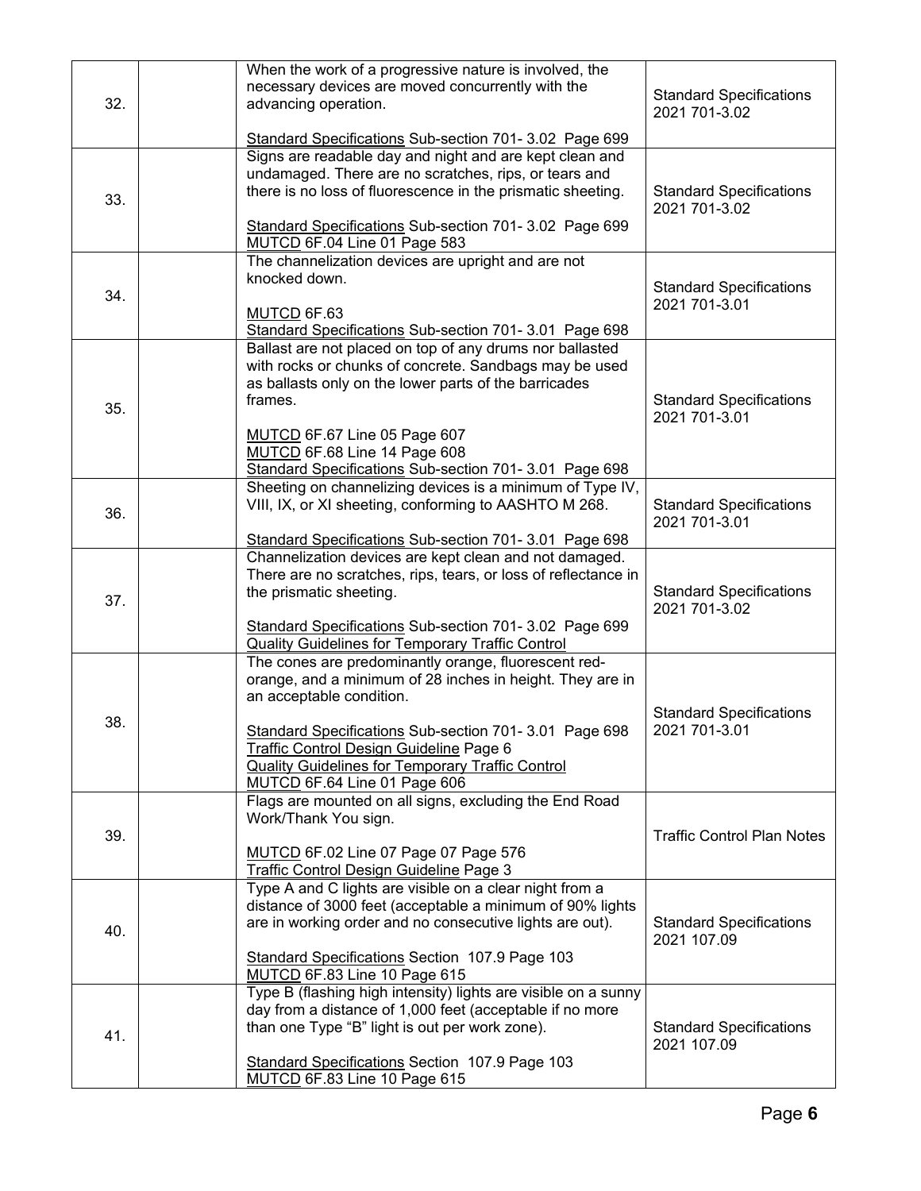| | | | |
|---|---|---|---|
| 32. | | When the work of a progressive nature is involved, the necessary devices are moved concurrently with the advancing operation.<br><br>Standard Specifications Sub-section 701- 3.02 Page 699 | Standard Specifications 2021 701-3.02 |
| 33. | | Signs are readable day and night and are kept clean and undamaged. There are no scratches, rips, or tears and there is no loss of fluorescence in the prismatic sheeting.<br><br>Standard Specifications Sub-section 701- 3.02 Page 699<br>MUTCD 6F.04 Line 01 Page 583 | Standard Specifications 2021 701-3.02 |
| 34. | | The channelization devices are upright and are not knocked down.<br><br>MUTCD 6F.63<br>Standard Specifications Sub-section 701- 3.01 Page 698 | Standard Specifications 2021 701-3.01 |
| 35. | | Ballast are not placed on top of any drums nor ballasted with rocks or chunks of concrete. Sandbags may be used as ballasts only on the lower parts of the barricades frames.<br><br>MUTCD 6F.67 Line 05 Page 607<br>MUTCD 6F.68 Line 14 Page 608<br>Standard Specifications Sub-section 701- 3.01 Page 698 | Standard Specifications 2021 701-3.01 |
| 36. | | Sheeting on channelizing devices is a minimum of Type IV, VIII, IX, or XI sheeting, conforming to AASHTO M 268.<br><br>Standard Specifications Sub-section 701- 3.01 Page 698 | Standard Specifications 2021 701-3.01 |
| 37. | | Channelization devices are kept clean and not damaged. There are no scratches, rips, tears, or loss of reflectance in the prismatic sheeting.<br><br>Standard Specifications Sub-section 701- 3.02 Page 699<br>Quality Guidelines for Temporary Traffic Control | Standard Specifications 2021 701-3.02 |
| 38. | | The cones are predominantly orange, fluorescent red-orange, and a minimum of 28 inches in height. They are in an acceptable condition.<br><br>Standard Specifications Sub-section 701- 3.01 Page 698<br>Traffic Control Design Guideline Page 6<br>Quality Guidelines for Temporary Traffic Control<br>MUTCD 6F.64 Line 01 Page 606 | Standard Specifications 2021 701-3.01 |
| 39. | | Flags are mounted on all signs, excluding the End Road Work/Thank You sign.<br><br>MUTCD 6F.02 Line 07 Page 07 Page 576<br>Traffic Control Design Guideline Page 3 | Traffic Control Plan Notes |
| 40. | | Type A and C lights are visible on a clear night from a distance of 3000 feet (acceptable a minimum of 90% lights are in working order and no consecutive lights are out).<br><br>Standard Specifications Section 107.9 Page 103<br>MUTCD 6F.83 Line 10 Page 615 | Standard Specifications 2021 107.09 |
| 41. | | Type B (flashing high intensity) lights are visible on a sunny day from a distance of 1,000 feet (acceptable if no more than one Type "B" light is out per work zone).<br><br>Standard Specifications Section 107.9 Page 103<br>MUTCD 6F.83 Line 10 Page 615 | Standard Specifications 2021 107.09 |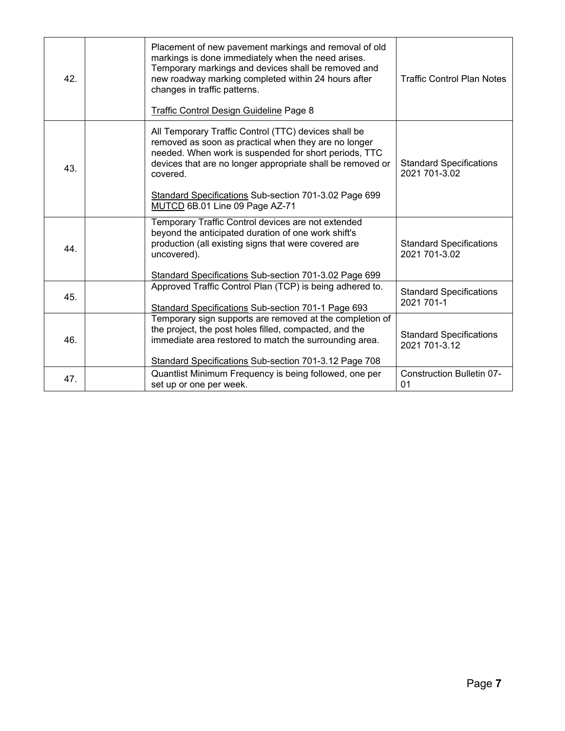| | | | |
|---|---|---|---|
| 42. | | Placement of new pavement markings and removal of old markings is done immediately when the need arises. Temporary markings and devices shall be removed and new roadway marking completed within 24 hours after changes in traffic patterns.<br><br>Traffic Control Design Guideline Page 8 | Traffic Control Plan Notes |
| 43. | | All Temporary Traffic Control (TTC) devices shall be removed as soon as practical when they are no longer needed. When work is suspended for short periods, TTC devices that are no longer appropriate shall be removed or covered.<br><br>Standard Specifications Sub-section 701-3.02 Page 699<br>MUTCD 6B.01 Line 09 Page AZ-71 | Standard Specifications 2021 701-3.02 |
| 44. | | Temporary Traffic Control devices are not extended beyond the anticipated duration of one work shift's production (all existing signs that were covered are uncovered).<br><br>Standard Specifications Sub-section 701-3.02 Page 699 | Standard Specifications 2021 701-3.02 |
| 45. | | Approved Traffic Control Plan (TCP) is being adhered to.<br><br>Standard Specifications Sub-section 701-1 Page 693 | Standard Specifications 2021 701-1 |
| 46. | | Temporary sign supports are removed at the completion of the project, the post holes filled, compacted, and the immediate area restored to match the surrounding area.<br><br>Standard Specifications Sub-section 701-3.12 Page 708 | Standard Specifications 2021 701-3.12 |
| 47. | | Quantlist Minimum Frequency is being followed, one per set up or one per week. | Construction Bulletin 07-01 |